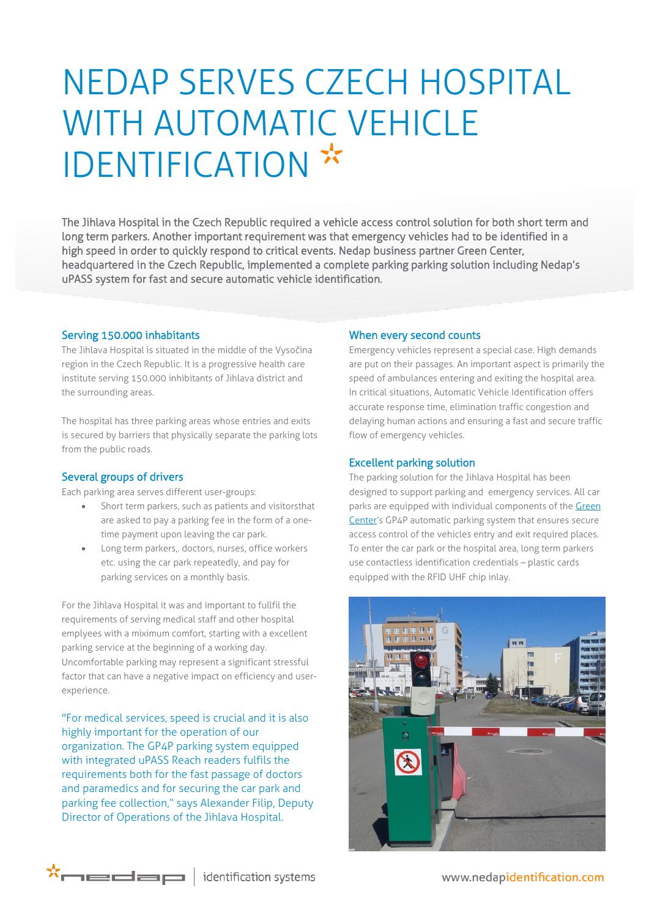# NEDAP SERVES CZECH HOSPITAL WITH AUTOMATIC VEHICLE IDENTIFICATION

The Jihlava Hospital in the Czech Republic required a vehicle access control solution for both short term and long term parkers. Another important requirement was that emergency vehicles had to be identified in a high speed in order to quickly respond to critical events. Nedap business partner Green Center, headquartered in the Czech Republic, implemented a complete parking parking solution including Nedap's uPASS system for fast and secure automatic vehicle identification.

## Serving 150.000 inhabitants

The Jihlava Hospital is situated in the middle of the Vysočina region in the Czech Republic. It is a progressive health care institute serving 150.000 inhabitants of Jihlava district and the surrounding areas.

The hospital has three parking areas whose entries and exits is secured by barriers that physically separate the parking lots from the public roads.

## Several groups of drivers

Each parking area serves different user-groups:

- Short term parkers, such as patients and visitorsthat are asked to pay a parking fee in the form of a one-time payment upon leaving the car park.
- Long term parkers,. doctors, nurses, office workers etc. using the car park repeatedly, and pay for parking services on a monthly basis.

For the Jihlava Hospital it was and important to fullfil the requirements of serving medical staff and other hospital emplyees with a miximum comfort, starting with a excellent parking service at the beginning of a working day. Uncomfortable parking may represent a significant stressful factor that can have a negative impact on efficiency and user-experience.

"For medical services, speed is crucial and it is also highly important for the operation of our organization. The GP4P parking system equipped with integrated uPASS Reach readers fulfils the requirements both for the fast passage of doctors and paramedics and for securing the car park and parking fee collection," says Alexander Filip, Deputy Director of Operations of the Jihlava Hospital.

## When every second counts

Emergency vehicles represent a special case. High demands are put on their passages. An important aspect is primarily the speed of ambulances entering and exiting the hospital area. In critical situations, Automatic Vehicle Identification offers accurate response time, elimination traffic congestion and delaying human actions and ensuring a fast and secure traffic flow of emergency vehicles.

## Excellent parking solution

The parking solution for the Jihlava Hospital has been designed to support parking and emergency services. All car parks are equipped with individual components of the Green Center's GP4P automatic parking system that ensures secure access control of the vehicles entry and exit required places. To enter the car park or the hospital area, long term parkers use contactless identification credentials – plastic cards equipped with the RFID UHF chip inlay.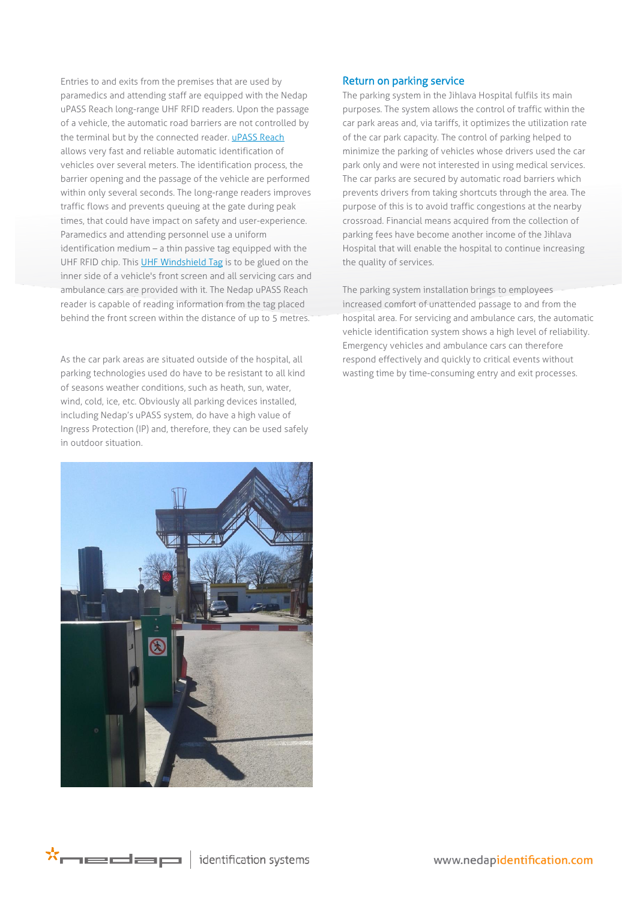Entries to and exits from the premises that are used by paramedics and attending staff are equipped with the Nedap uPASS Reach long-range UHF RFID readers. Upon the passage of a vehicle, the automatic road barriers are not controlled by the terminal but by the connected reader. uPASS Reach allows very fast and reliable automatic identification of vehicles over several meters. The identification process, the barrier opening and the passage of the vehicle are performed within only several seconds. The long-range readers improves traffic flows and prevents queuing at the gate during peak times, that could have impact on safety and user-experience. Paramedics and attending personnel use a uniform identification medium – a thin passive tag equipped with the UHF RFID chip. This UHF Windshield Tag is to be glued on the inner side of a vehicle's front screen and all servicing cars and ambulance cars are provided with it. The Nedap uPASS Reach reader is capable of reading information from the tag placed behind the front screen within the distance of up to 5 metres.

As the car park areas are situated outside of the hospital, all parking technologies used do have to be resistant to all kind of seasons weather conditions, such as heath, sun, water, wind, cold, ice, etc. Obviously all parking devices installed, including Nedap's uPASS system, do have a high value of Ingress Protection (IP) and, therefore, they can be used safely in outdoor situation.

## Return on parking service

The parking system in the Jihlava Hospital fulfils its main purposes. The system allows the control of traffic within the car park areas and, via tariffs, it optimizes the utilization rate of the car park capacity. The control of parking helped to minimize the parking of vehicles whose drivers used the car park only and were not interested in using medical services. The car parks are secured by automatic road barriers which prevents drivers from taking shortcuts through the area. The purpose of this is to avoid traffic congestions at the nearby crossroad. Financial means acquired from the collection of parking fees have become another income of the Jihlava Hospital that will enable the hospital to continue increasing the quality of services.

The parking system installation brings to employees increased comfort of unattended passage to and from the hospital area. For servicing and ambulance cars, the automatic vehicle identification system shows a high level of reliability. Emergency vehicles and ambulance cars can therefore respond effectively and quickly to critical events without wasting time by time-consuming entry and exit processes.